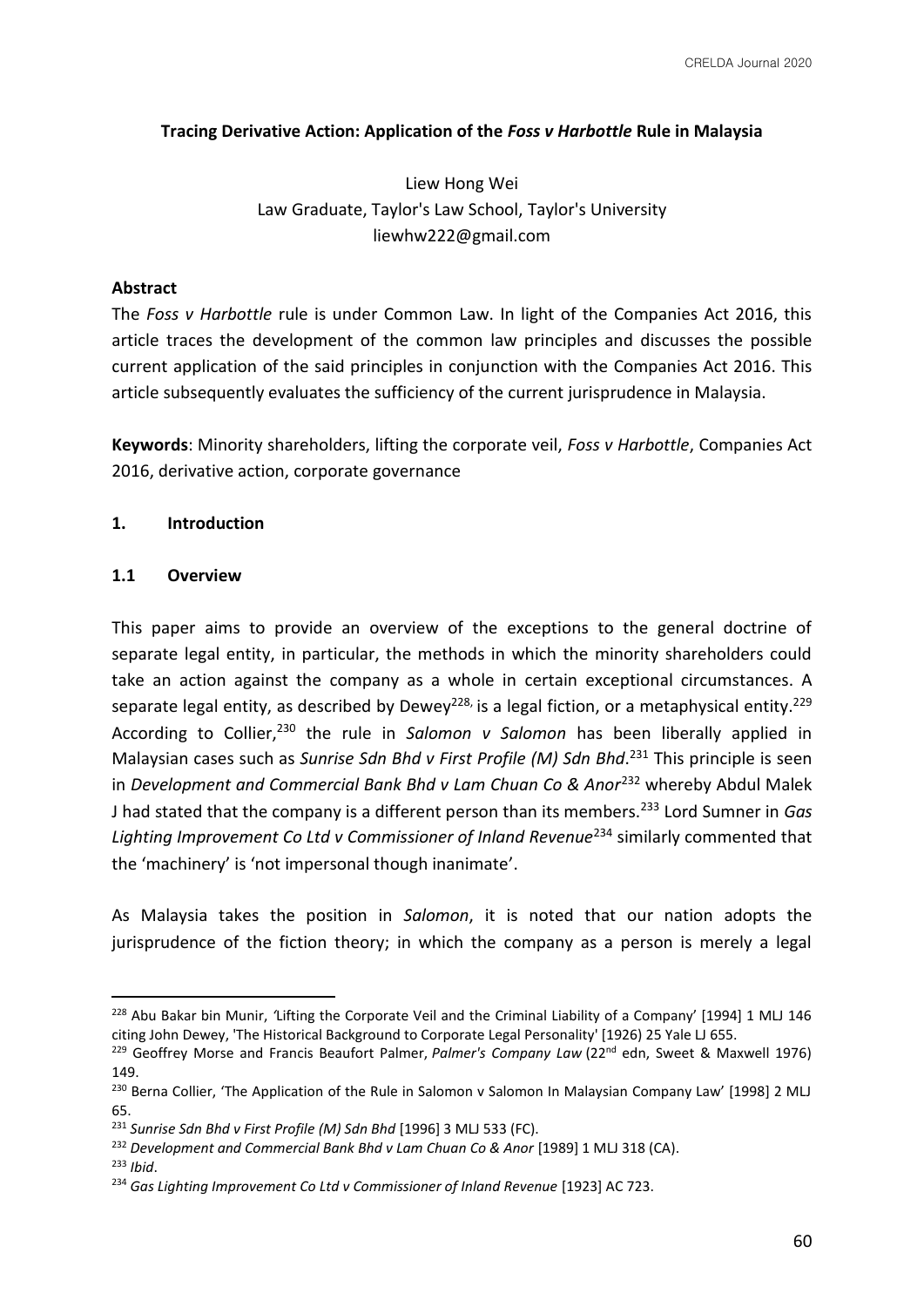**Tracing Derivative Action: Application of the *Foss v Harbottle* Rule in Malaysia**

Liew Hong Wei
Law Graduate, Taylor's Law School, Taylor's University
liewhw222@gmail.com

**Abstract**

The *Foss v Harbottle* rule is under Common Law. In light of the Companies Act 2016, this article traces the development of the common law principles and discusses the possible current application of the said principles in conjunction with the Companies Act 2016. This article subsequently evaluates the sufficiency of the current jurisprudence in Malaysia.

**Keywords**: Minority shareholders, lifting the corporate veil, *Foss v Harbottle*, Companies Act 2016, derivative action, corporate governance

## 1. Introduction

### 1.1 Overview

This paper aims to provide an overview of the exceptions to the general doctrine of separate legal entity, in particular, the methods in which the minority shareholders could take an action against the company as a whole in certain exceptional circumstances. A separate legal entity, as described by Dewey[228], is a legal fiction, or a metaphysical entity.[229] According to Collier,[230] the rule in *Salomon v Salomon* has been liberally applied in Malaysian cases such as *Sunrise Sdn Bhd v First Profile (M) Sdn Bhd*.[231] This principle is seen in *Development and Commercial Bank Bhd v Lam Chuan Co & Anor*[232] whereby Abdul Malek J had stated that the company is a different person than its members.[233] Lord Sumner in *Gas Lighting Improvement Co Ltd v Commissioner of Inland Revenue*[234] similarly commented that the 'machinery' is 'not impersonal though inanimate'.

As Malaysia takes the position in *Salomon*, it is noted that our nation adopts the jurisprudence of the fiction theory; in which the company as a person is merely a legal

---

[228] Abu Bakar bin Munir, 'Lifting the Corporate Veil and the Criminal Liability of a Company' [1994] 1 MLJ 146 citing John Dewey, 'The Historical Background to Corporate Legal Personality' [1926) 25 Yale LJ 655.

[229] Geoffrey Morse and Francis Beaufort Palmer, *Palmer's Company Law* (22nd edn, Sweet & Maxwell 1976) 149.

[230] Berna Collier, 'The Application of the Rule in Salomon v Salomon In Malaysian Company Law' [1998] 2 MLJ 65.

[231] *Sunrise Sdn Bhd v First Profile (M) Sdn Bhd* [1996] 3 MLJ 533 (FC).

[232] *Development and Commercial Bank Bhd v Lam Chuan Co & Anor* [1989] 1 MLJ 318 (CA).

[233] *Ibid*.

[234] *Gas Lighting Improvement Co Ltd v Commissioner of Inland Revenue* [1923] AC 723.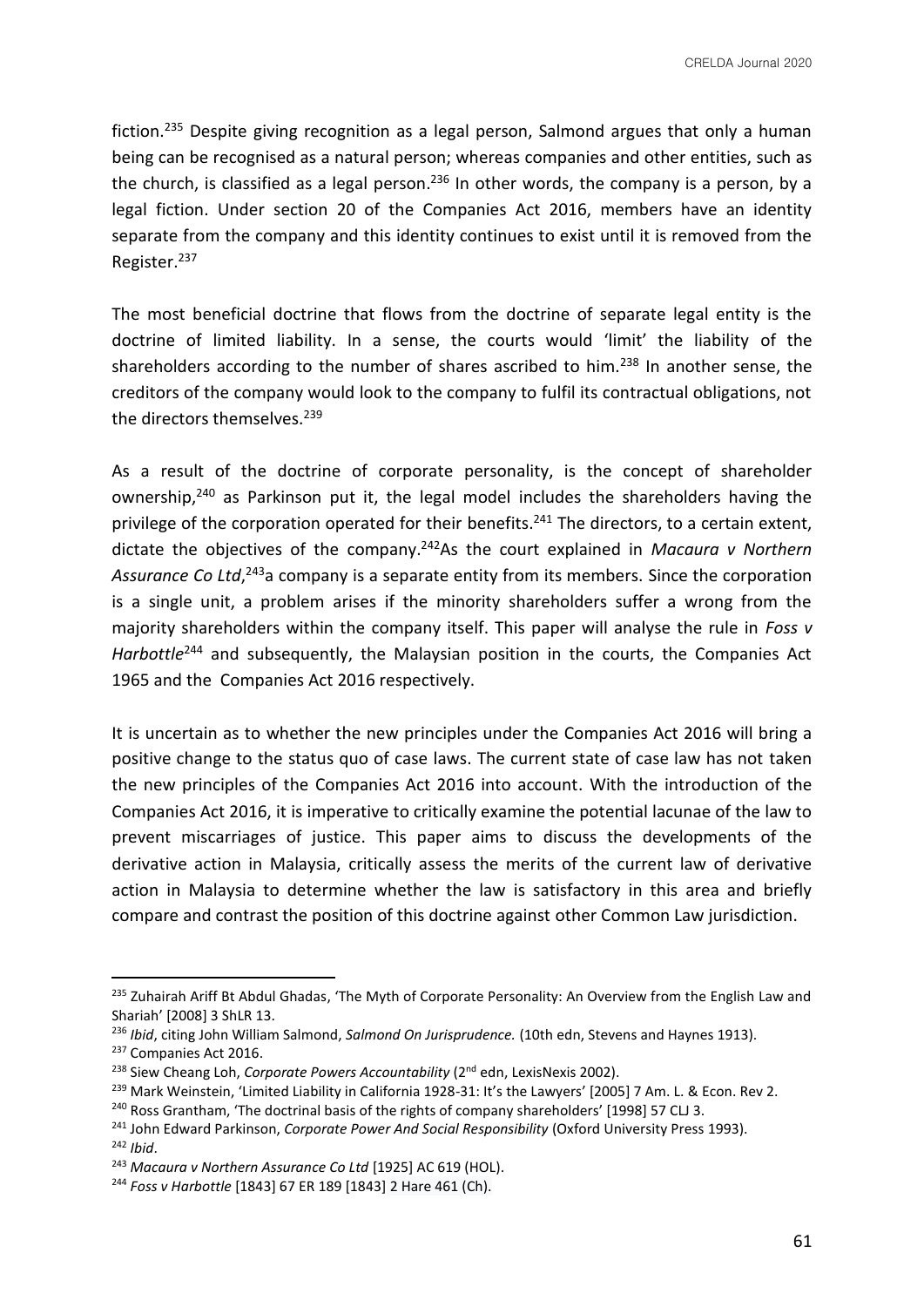fiction.[235] Despite giving recognition as a legal person, Salmond argues that only a human being can be recognised as a natural person; whereas companies and other entities, such as the church, is classified as a legal person.[236] In other words, the company is a person, by a legal fiction. Under section 20 of the Companies Act 2016, members have an identity separate from the company and this identity continues to exist until it is removed from the Register.[237]

The most beneficial doctrine that flows from the doctrine of separate legal entity is the doctrine of limited liability. In a sense, the courts would 'limit' the liability of the shareholders according to the number of shares ascribed to him.[238] In another sense, the creditors of the company would look to the company to fulfil its contractual obligations, not the directors themselves.[239]

As a result of the doctrine of corporate personality, is the concept of shareholder ownership,[240] as Parkinson put it, the legal model includes the shareholders having the privilege of the corporation operated for their benefits.[241] The directors, to a certain extent, dictate the objectives of the company.[242]As the court explained in *Macaura v Northern Assurance Co Ltd*,[243]a company is a separate entity from its members. Since the corporation is a single unit, a problem arises if the minority shareholders suffer a wrong from the majority shareholders within the company itself. This paper will analyse the rule in *Foss v Harbottle*[244] and subsequently, the Malaysian position in the courts, the Companies Act 1965 and the Companies Act 2016 respectively.

It is uncertain as to whether the new principles under the Companies Act 2016 will bring a positive change to the status quo of case laws. The current state of case law has not taken the new principles of the Companies Act 2016 into account. With the introduction of the Companies Act 2016, it is imperative to critically examine the potential lacunae of the law to prevent miscarriages of justice. This paper aims to discuss the developments of the derivative action in Malaysia, critically assess the merits of the current law of derivative action in Malaysia to determine whether the law is satisfactory in this area and briefly compare and contrast the position of this doctrine against other Common Law jurisdiction.

---

[235] Zuhairah Ariff Bt Abdul Ghadas, 'The Myth of Corporate Personality: An Overview from the English Law and Shariah' [2008] 3 ShLR 13.

[236] *Ibid*, citing John William Salmond, *Salmond On Jurisprudence.* (10th edn, Stevens and Haynes 1913).

[237] Companies Act 2016.

[238] Siew Cheang Loh, *Corporate Powers Accountability* (2nd edn, LexisNexis 2002).

[239] Mark Weinstein, 'Limited Liability in California 1928-31: It's the Lawyers' [2005] 7 Am. L. & Econ. Rev 2.

[240] Ross Grantham, 'The doctrinal basis of the rights of company shareholders' [1998] 57 CLJ 3.

[241] John Edward Parkinson, *Corporate Power And Social Responsibility* (Oxford University Press 1993).

[242] *Ibid*.

[243] *Macaura v Northern Assurance Co Ltd* [1925] AC 619 (HOL).

[244] *Foss v Harbottle* [1843] 67 ER 189 [1843] 2 Hare 461 (Ch).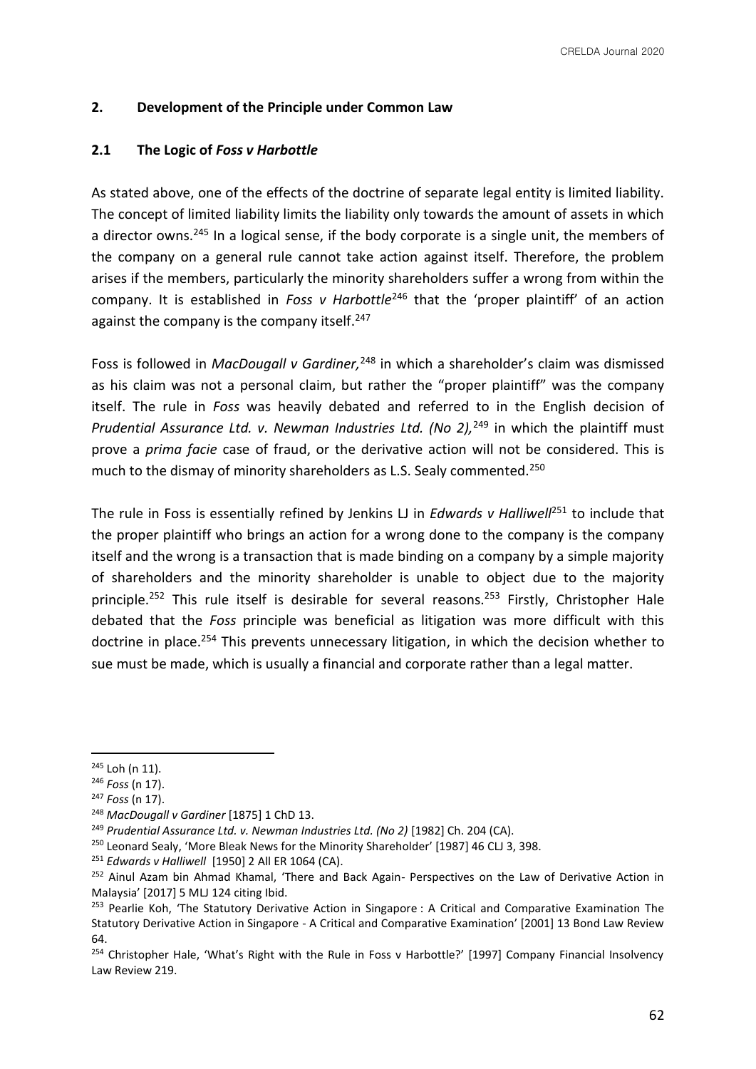## 2. Development of the Principle under Common Law

### 2.1 The Logic of *Foss v Harbottle*

As stated above, one of the effects of the doctrine of separate legal entity is limited liability. The concept of limited liability limits the liability only towards the amount of assets in which a director owns.[245] In a logical sense, if the body corporate is a single unit, the members of the company on a general rule cannot take action against itself. Therefore, the problem arises if the members, particularly the minority shareholders suffer a wrong from within the company. It is established in *Foss v Harbottle*[246] that the 'proper plaintiff' of an action against the company is the company itself.[247]

Foss is followed in *MacDougall v Gardiner,*[248] in which a shareholder's claim was dismissed as his claim was not a personal claim, but rather the "proper plaintiff" was the company itself. The rule in *Foss* was heavily debated and referred to in the English decision of *Prudential Assurance Ltd. v. Newman Industries Ltd. (No 2),*[249] in which the plaintiff must prove a *prima facie* case of fraud, or the derivative action will not be considered. This is much to the dismay of minority shareholders as L.S. Sealy commented.[250]

The rule in Foss is essentially refined by Jenkins LJ in *Edwards v Halliwell*[251] to include that the proper plaintiff who brings an action for a wrong done to the company is the company itself and the wrong is a transaction that is made binding on a company by a simple majority of shareholders and the minority shareholder is unable to object due to the majority principle.[252] This rule itself is desirable for several reasons.[253] Firstly, Christopher Hale debated that the *Foss* principle was beneficial as litigation was more difficult with this doctrine in place.[254] This prevents unnecessary litigation, in which the decision whether to sue must be made, which is usually a financial and corporate rather than a legal matter.

---

[245] Loh (n 11).

[246] *Foss* (n 17).

[247] *Foss* (n 17).

[248] *MacDougall v Gardiner* [1875] 1 ChD 13.

[249] *Prudential Assurance Ltd. v. Newman Industries Ltd. (No 2)* [1982] Ch. 204 (CA).

[250] Leonard Sealy, 'More Bleak News for the Minority Shareholder' [1987] 46 CLJ 3, 398.

[251] *Edwards v Halliwell* [1950] 2 All ER 1064 (CA).

[252] Ainul Azam bin Ahmad Khamal, 'There and Back Again- Perspectives on the Law of Derivative Action in Malaysia' [2017] 5 MLJ 124 citing Ibid.

[253] Pearlie Koh, 'The Statutory Derivative Action in Singapore : A Critical and Comparative Examination The Statutory Derivative Action in Singapore - A Critical and Comparative Examination' [2001] 13 Bond Law Review 64.

[254] Christopher Hale, 'What's Right with the Rule in Foss v Harbottle?' [1997] Company Financial Insolvency Law Review 219.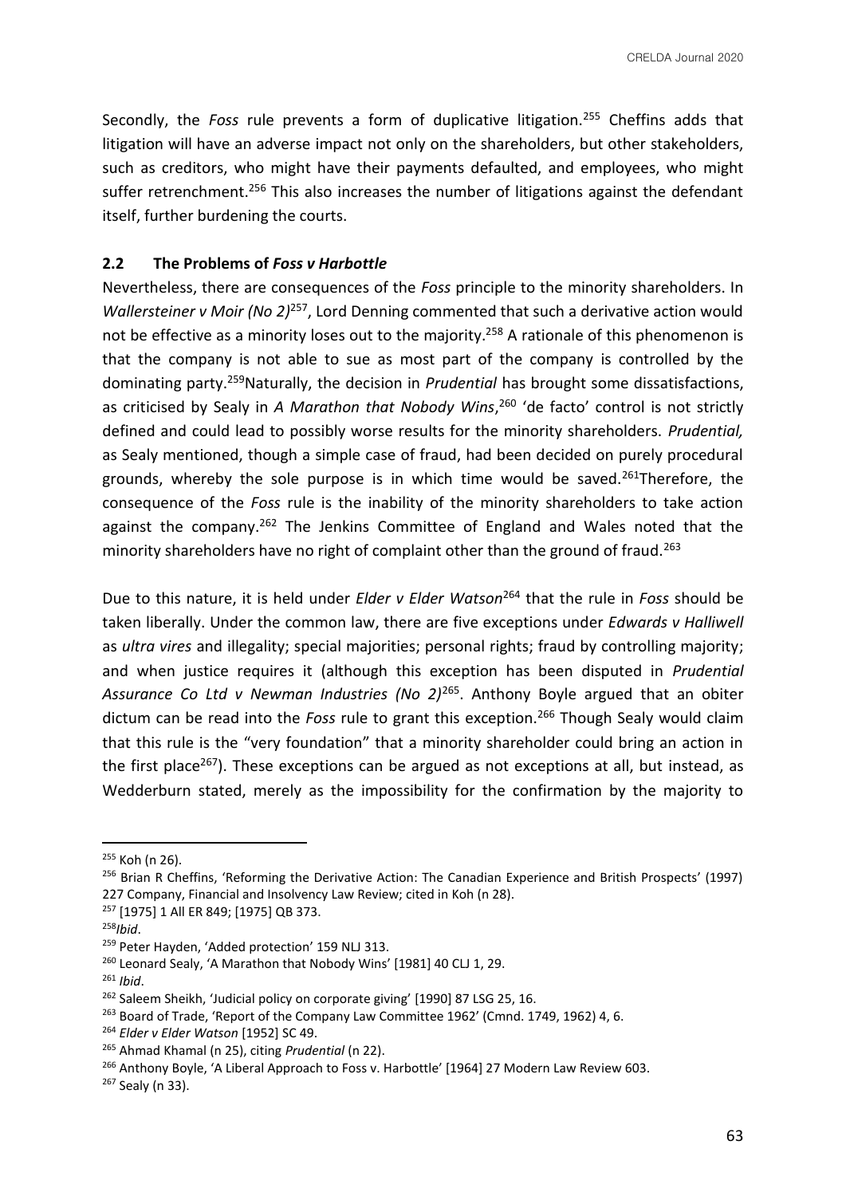Secondly, the *Foss* rule prevents a form of duplicative litigation.[255] Cheffins adds that litigation will have an adverse impact not only on the shareholders, but other stakeholders, such as creditors, who might have their payments defaulted, and employees, who might suffer retrenchment.[256] This also increases the number of litigations against the defendant itself, further burdening the courts.

## 2.2 The Problems of *Foss v Harbottle*

Nevertheless, there are consequences of the *Foss* principle to the minority shareholders. In *Wallersteiner v Moir (No 2)*[257], Lord Denning commented that such a derivative action would not be effective as a minority loses out to the majority.[258] A rationale of this phenomenon is that the company is not able to sue as most part of the company is controlled by the dominating party.[259]Naturally, the decision in *Prudential* has brought some dissatisfactions, as criticised by Sealy in *A Marathon that Nobody Wins*,[260] 'de facto' control is not strictly defined and could lead to possibly worse results for the minority shareholders. *Prudential,* as Sealy mentioned, though a simple case of fraud, had been decided on purely procedural grounds, whereby the sole purpose is in which time would be saved.[261]Therefore, the consequence of the *Foss* rule is the inability of the minority shareholders to take action against the company.[262] The Jenkins Committee of England and Wales noted that the minority shareholders have no right of complaint other than the ground of fraud.[263]

Due to this nature, it is held under *Elder v Elder Watson*[264] that the rule in *Foss* should be taken liberally. Under the common law, there are five exceptions under *Edwards v Halliwell* as *ultra vires* and illegality; special majorities; personal rights; fraud by controlling majority; and when justice requires it (although this exception has been disputed in *Prudential Assurance Co Ltd v Newman Industries (No 2)*[265]. Anthony Boyle argued that an obiter dictum can be read into the *Foss* rule to grant this exception.[266] Though Sealy would claim that this rule is the "very foundation" that a minority shareholder could bring an action in the first place[267]). These exceptions can be argued as not exceptions at all, but instead, as Wedderburn stated, merely as the impossibility for the confirmation by the majority to

---

[255] Koh (n 26).

[256] Brian R Cheffins, 'Reforming the Derivative Action: The Canadian Experience and British Prospects' (1997) 227 Company, Financial and Insolvency Law Review; cited in Koh (n 28).

[257] [1975] 1 All ER 849; [1975] QB 373.

[258] *Ibid*.

[259] Peter Hayden, 'Added protection' 159 NLJ 313.

[260] Leonard Sealy, 'A Marathon that Nobody Wins' [1981] 40 CLJ 1, 29.

[261] *Ibid*.

[262] Saleem Sheikh, 'Judicial policy on corporate giving' [1990] 87 LSG 25, 16.

[263] Board of Trade, 'Report of the Company Law Committee 1962' (Cmnd. 1749, 1962) 4, 6.

[264] *Elder v Elder Watson* [1952] SC 49.

[265] Ahmad Khamal (n 25), citing *Prudential* (n 22).

[266] Anthony Boyle, 'A Liberal Approach to Foss v. Harbottle' [1964] 27 Modern Law Review 603.

[267] Sealy (n 33).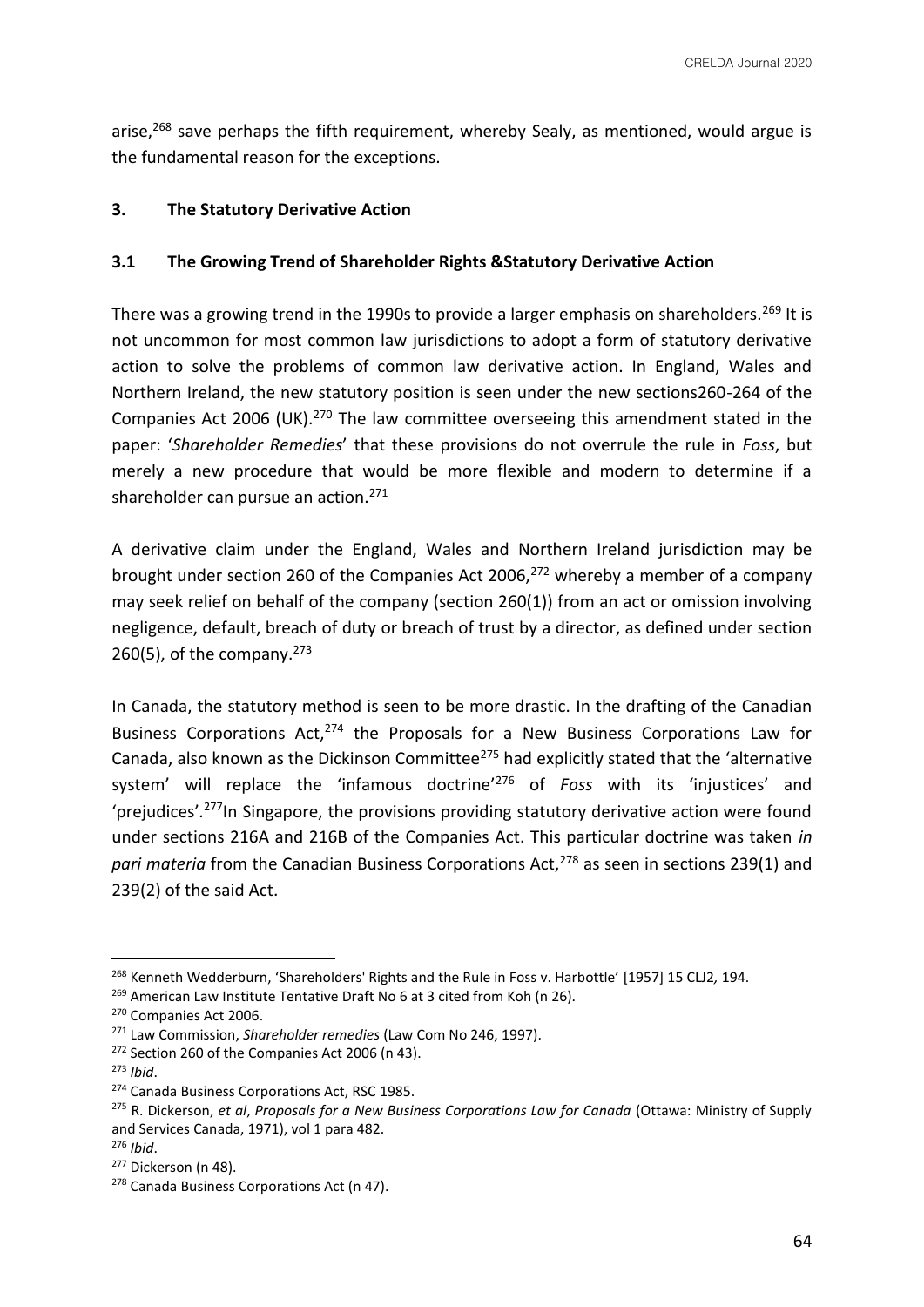arise,[268] save perhaps the fifth requirement, whereby Sealy, as mentioned, would argue is the fundamental reason for the exceptions.

## 3. The Statutory Derivative Action

### 3.1 The Growing Trend of Shareholder Rights &Statutory Derivative Action

There was a growing trend in the 1990s to provide a larger emphasis on shareholders.[269] It is not uncommon for most common law jurisdictions to adopt a form of statutory derivative action to solve the problems of common law derivative action. In England, Wales and Northern Ireland, the new statutory position is seen under the new sections260-264 of the Companies Act 2006 (UK).[270] The law committee overseeing this amendment stated in the paper: '*Shareholder Remedies*' that these provisions do not overrule the rule in *Foss*, but merely a new procedure that would be more flexible and modern to determine if a shareholder can pursue an action.[271]

A derivative claim under the England, Wales and Northern Ireland jurisdiction may be brought under section 260 of the Companies Act 2006,[272] whereby a member of a company may seek relief on behalf of the company (section 260(1)) from an act or omission involving negligence, default, breach of duty or breach of trust by a director, as defined under section 260(5), of the company.[273]

In Canada, the statutory method is seen to be more drastic. In the drafting of the Canadian Business Corporations Act,[274] the Proposals for a New Business Corporations Law for Canada, also known as the Dickinson Committee[275] had explicitly stated that the 'alternative system' will replace the 'infamous doctrine'[276] of *Foss* with its 'injustices' and 'prejudices'.[277]In Singapore, the provisions providing statutory derivative action were found under sections 216A and 216B of the Companies Act. This particular doctrine was taken *in pari materia* from the Canadian Business Corporations Act,[278] as seen in sections 239(1) and 239(2) of the said Act.

---

[268] Kenneth Wedderburn, 'Shareholders' Rights and the Rule in Foss v. Harbottle' [1957] 15 CLJ2*,* 194.

[269] American Law Institute Tentative Draft No 6 at 3 cited from Koh (n 26).

[270] Companies Act 2006.

[271] Law Commission, *Shareholder remedies* (Law Com No 246, 1997).

[272] Section 260 of the Companies Act 2006 (n 43).

[273] *Ibid*.

[274] Canada Business Corporations Act, RSC 1985.

[275] R. Dickerson, *et al*, *Proposals for a New Business Corporations Law for Canada* (Ottawa: Ministry of Supply and Services Canada, 1971), vol 1 para 482.

[276] *Ibid*.

[277] Dickerson (n 48).

[278] Canada Business Corporations Act (n 47).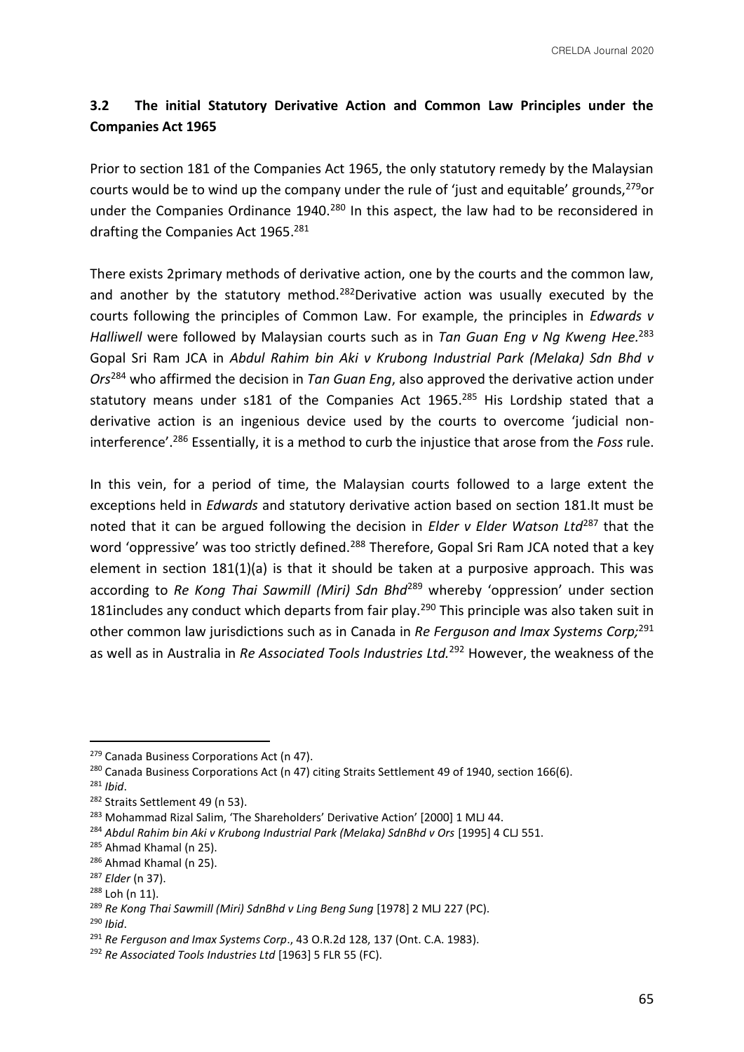### 3.2 The initial Statutory Derivative Action and Common Law Principles under the Companies Act 1965

Prior to section 181 of the Companies Act 1965, the only statutory remedy by the Malaysian courts would be to wind up the company under the rule of 'just and equitable' grounds,[279]or under the Companies Ordinance 1940.[280] In this aspect, the law had to be reconsidered in drafting the Companies Act 1965.[281]

There exists 2primary methods of derivative action, one by the courts and the common law, and another by the statutory method.[282]Derivative action was usually executed by the courts following the principles of Common Law. For example, the principles in *Edwards v Halliwell* were followed by Malaysian courts such as in *Tan Guan Eng v Ng Kweng Hee.*[283] Gopal Sri Ram JCA in *Abdul Rahim bin Aki v Krubong Industrial Park (Melaka) Sdn Bhd v Ors*[284] who affirmed the decision in *Tan Guan Eng*, also approved the derivative action under statutory means under s181 of the Companies Act 1965.[285] His Lordship stated that a derivative action is an ingenious device used by the courts to overcome 'judicial non-interference'.[286] Essentially, it is a method to curb the injustice that arose from the *Foss* rule.

In this vein, for a period of time, the Malaysian courts followed to a large extent the exceptions held in *Edwards* and statutory derivative action based on section 181.It must be noted that it can be argued following the decision in *Elder v Elder Watson Ltd*[287] that the word 'oppressive' was too strictly defined.[288] Therefore, Gopal Sri Ram JCA noted that a key element in section 181(1)(a) is that it should be taken at a purposive approach. This was according to *Re Kong Thai Sawmill (Miri) Sdn Bhd*[289] whereby 'oppression' under section 181includes any conduct which departs from fair play.[290] This principle was also taken suit in other common law jurisdictions such as in Canada in *Re Ferguson and Imax Systems Corp;*[291] as well as in Australia in *Re Associated Tools Industries Ltd.*[292] However, the weakness of the

---

[279] Canada Business Corporations Act (n 47).

[280] Canada Business Corporations Act (n 47) citing Straits Settlement 49 of 1940, section 166(6).

[281] *Ibid*.

[282] Straits Settlement 49 (n 53).

[283] Mohammad Rizal Salim, 'The Shareholders' Derivative Action' [2000] 1 MLJ 44.

[284] *Abdul Rahim bin Aki v Krubong Industrial Park (Melaka) SdnBhd v Ors* [1995] 4 CLJ 551.

[285] Ahmad Khamal (n 25).

[286] Ahmad Khamal (n 25).

[287] *Elder* (n 37).

[288] Loh (n 11).

[289] *Re Kong Thai Sawmill (Miri) SdnBhd v Ling Beng Sung* [1978] 2 MLJ 227 (PC).

[290] *Ibid*.

[291] *Re Ferguson and Imax Systems Corp*., 43 O.R.2d 128, 137 (Ont. C.A. 1983).

[292] *Re Associated Tools Industries Ltd* [1963] 5 FLR 55 (FC).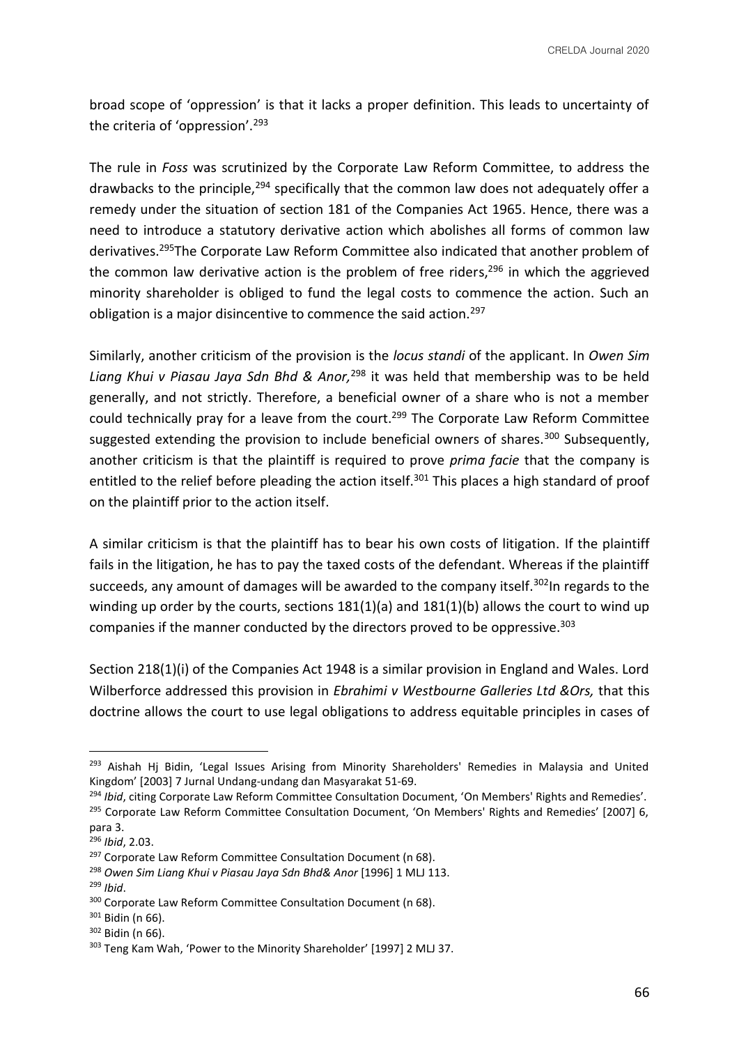broad scope of 'oppression' is that it lacks a proper definition. This leads to uncertainty of the criteria of 'oppression'.[293]

The rule in *Foss* was scrutinized by the Corporate Law Reform Committee, to address the drawbacks to the principle,[294] specifically that the common law does not adequately offer a remedy under the situation of section 181 of the Companies Act 1965. Hence, there was a need to introduce a statutory derivative action which abolishes all forms of common law derivatives.[295]The Corporate Law Reform Committee also indicated that another problem of the common law derivative action is the problem of free riders,[296] in which the aggrieved minority shareholder is obliged to fund the legal costs to commence the action. Such an obligation is a major disincentive to commence the said action.[297]

Similarly, another criticism of the provision is the *locus standi* of the applicant. In *Owen Sim Liang Khui v Piasau Jaya Sdn Bhd & Anor,*[298] it was held that membership was to be held generally, and not strictly. Therefore, a beneficial owner of a share who is not a member could technically pray for a leave from the court.[299] The Corporate Law Reform Committee suggested extending the provision to include beneficial owners of shares.[300] Subsequently, another criticism is that the plaintiff is required to prove *prima facie* that the company is entitled to the relief before pleading the action itself.[301] This places a high standard of proof on the plaintiff prior to the action itself.

A similar criticism is that the plaintiff has to bear his own costs of litigation. If the plaintiff fails in the litigation, he has to pay the taxed costs of the defendant. Whereas if the plaintiff succeeds, any amount of damages will be awarded to the company itself.[302]In regards to the winding up order by the courts, sections 181(1)(a) and 181(1)(b) allows the court to wind up companies if the manner conducted by the directors proved to be oppressive.[303]

Section 218(1)(i) of the Companies Act 1948 is a similar provision in England and Wales. Lord Wilberforce addressed this provision in *Ebrahimi v Westbourne Galleries Ltd &Ors,* that this doctrine allows the court to use legal obligations to address equitable principles in cases of

---

[293] Aishah Hj Bidin, 'Legal Issues Arising from Minority Shareholders' Remedies in Malaysia and United Kingdom' [2003] 7 Jurnal Undang-undang dan Masyarakat 51-69.

[294] *Ibid*, citing Corporate Law Reform Committee Consultation Document, 'On Members' Rights and Remedies'.

[295] Corporate Law Reform Committee Consultation Document, 'On Members' Rights and Remedies' [2007] 6, para 3.

[296] *Ibid*, 2.03.

[297] Corporate Law Reform Committee Consultation Document (n 68).

[298] *Owen Sim Liang Khui v Piasau Jaya Sdn Bhd& Anor* [1996] 1 MLJ 113.

[299] *Ibid*.

[300] Corporate Law Reform Committee Consultation Document (n 68).

[301] Bidin (n 66).

[302] Bidin (n 66).

[303] Teng Kam Wah, 'Power to the Minority Shareholder' [1997] 2 MLJ 37.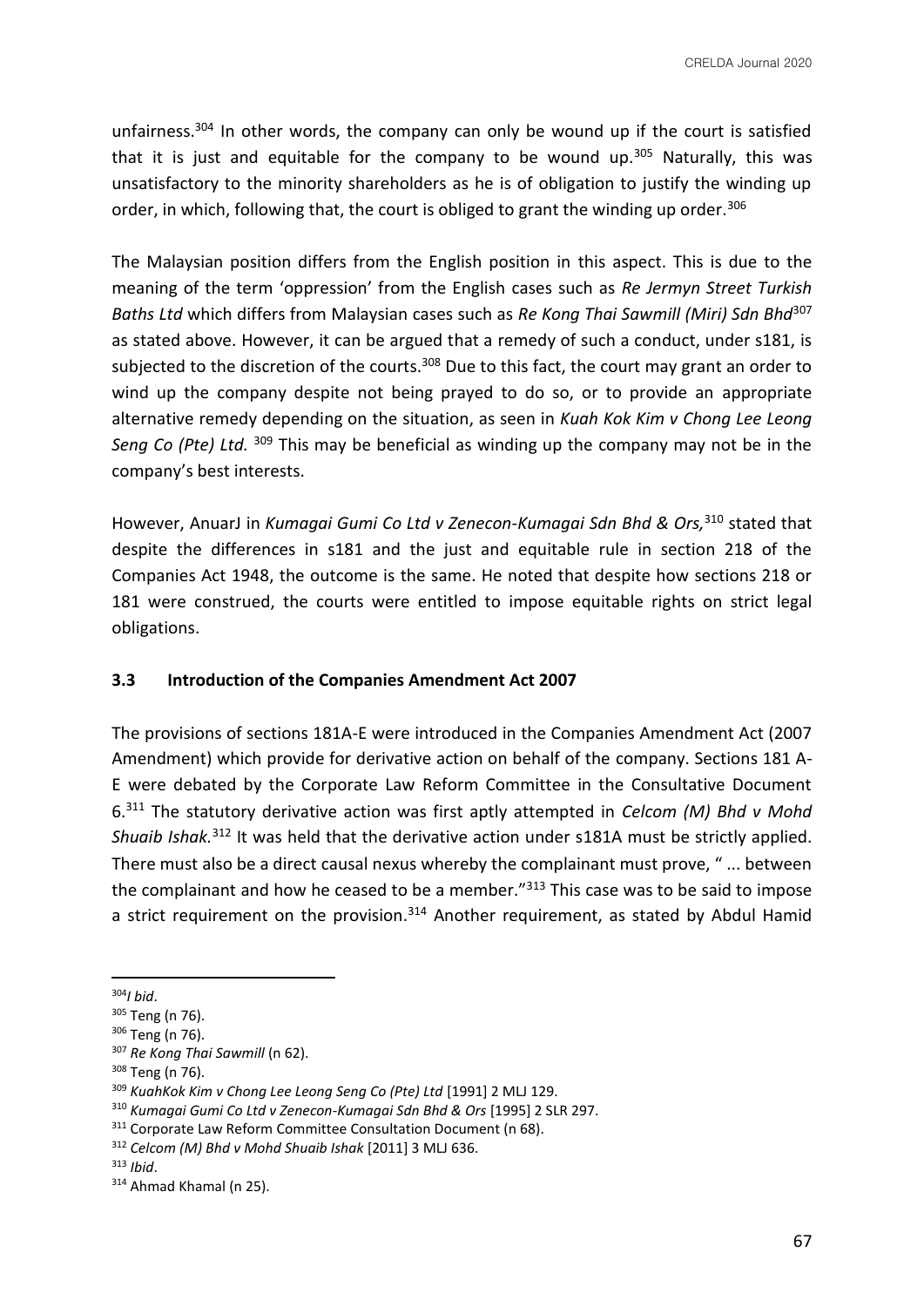unfairness.[304] In other words, the company can only be wound up if the court is satisfied that it is just and equitable for the company to be wound up.[305] Naturally, this was unsatisfactory to the minority shareholders as he is of obligation to justify the winding up order, in which, following that, the court is obliged to grant the winding up order.[306]

The Malaysian position differs from the English position in this aspect. This is due to the meaning of the term 'oppression' from the English cases such as *Re Jermyn Street Turkish Baths Ltd* which differs from Malaysian cases such as *Re Kong Thai Sawmill (Miri) Sdn Bhd*[307] as stated above. However, it can be argued that a remedy of such a conduct, under s181, is subjected to the discretion of the courts.[308] Due to this fact, the court may grant an order to wind up the company despite not being prayed to do so, or to provide an appropriate alternative remedy depending on the situation, as seen in *Kuah Kok Kim v Chong Lee Leong Seng Co (Pte) Ltd.* [309] This may be beneficial as winding up the company may not be in the company's best interests.

However, AnuarJ in *Kumagai Gumi Co Ltd v Zenecon-Kumagai Sdn Bhd & Ors,*[310] stated that despite the differences in s181 and the just and equitable rule in section 218 of the Companies Act 1948, the outcome is the same. He noted that despite how sections 218 or 181 were construed, the courts were entitled to impose equitable rights on strict legal obligations.

### 3.3 Introduction of the Companies Amendment Act 2007

The provisions of sections 181A-E were introduced in the Companies Amendment Act (2007 Amendment) which provide for derivative action on behalf of the company. Sections 181 A-E were debated by the Corporate Law Reform Committee in the Consultative Document 6.[311] The statutory derivative action was first aptly attempted in *Celcom (M) Bhd v Mohd Shuaib Ishak.*[312] It was held that the derivative action under s181A must be strictly applied. There must also be a direct causal nexus whereby the complainant must prove, " ... between the complainant and how he ceased to be a member."[313] This case was to be said to impose a strict requirement on the provision.[314] Another requirement, as stated by Abdul Hamid

---

[304] *I bid*.

[305] Teng (n 76).

[306] Teng (n 76).

[307] *Re Kong Thai Sawmill* (n 62).

[308] Teng (n 76).

[309] *KuahKok Kim v Chong Lee Leong Seng Co (Pte) Ltd* [1991] 2 MLJ 129.

[310] *Kumagai Gumi Co Ltd v Zenecon-Kumagai Sdn Bhd & Ors* [1995] 2 SLR 297.

[311] Corporate Law Reform Committee Consultation Document (n 68).

[312] *Celcom (M) Bhd v Mohd Shuaib Ishak* [2011] 3 MLJ 636.

[313] *Ibid*.

[314] Ahmad Khamal (n 25).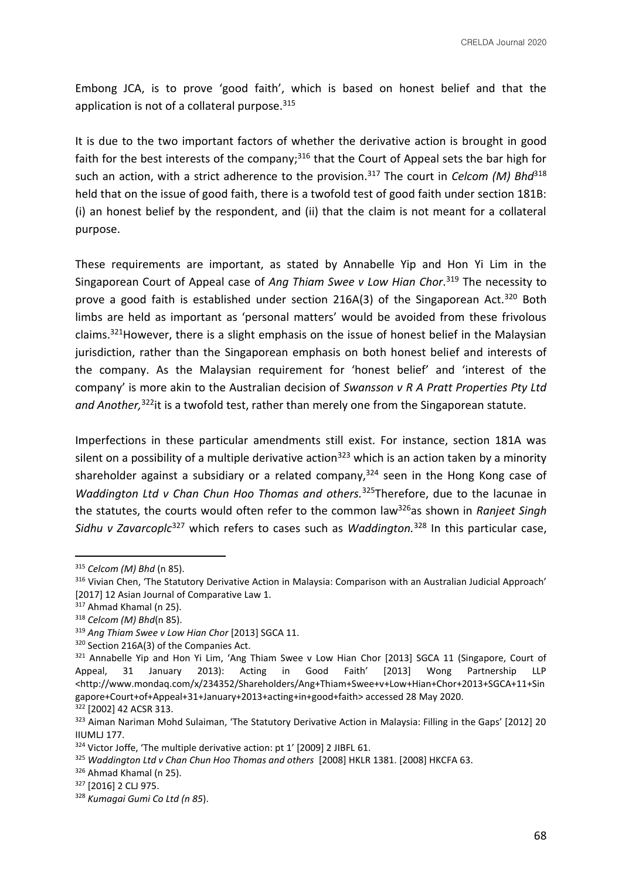Embong JCA, is to prove 'good faith', which is based on honest belief and that the application is not of a collateral purpose.[315]

It is due to the two important factors of whether the derivative action is brought in good faith for the best interests of the company;[316] that the Court of Appeal sets the bar high for such an action, with a strict adherence to the provision.[317] The court in *Celcom (M) Bhd*[318] held that on the issue of good faith, there is a twofold test of good faith under section 181B: (i) an honest belief by the respondent, and (ii) that the claim is not meant for a collateral purpose.

These requirements are important, as stated by Annabelle Yip and Hon Yi Lim in the Singaporean Court of Appeal case of *Ang Thiam Swee v Low Hian Chor*.[319] The necessity to prove a good faith is established under section 216A(3) of the Singaporean Act.[320] Both limbs are held as important as 'personal matters' would be avoided from these frivolous claims.[321]However, there is a slight emphasis on the issue of honest belief in the Malaysian jurisdiction, rather than the Singaporean emphasis on both honest belief and interests of the company. As the Malaysian requirement for 'honest belief' and 'interest of the company' is more akin to the Australian decision of *Swansson v R A Pratt Properties Pty Ltd and Another,*[322]it is a twofold test, rather than merely one from the Singaporean statute.

Imperfections in these particular amendments still exist. For instance, section 181A was silent on a possibility of a multiple derivative action[323] which is an action taken by a minority shareholder against a subsidiary or a related company,[324] seen in the Hong Kong case of *Waddington Ltd v Chan Chun Hoo Thomas and others.*[325]Therefore, due to the lacunae in the statutes, the courts would often refer to the common law[326]as shown in *Ranjeet Singh Sidhu v Zavarcoplc*[327] which refers to cases such as *Waddington.*[328] In this particular case,

---

[315] *Celcom (M) Bhd* (n 85).

[316] Vivian Chen, 'The Statutory Derivative Action in Malaysia: Comparison with an Australian Judicial Approach' [2017] 12 Asian Journal of Comparative Law 1.

[317] Ahmad Khamal (n 25).

[318] *Celcom (M) Bhd*(n 85).

[319] *Ang Thiam Swee v Low Hian Chor* [2013] SGCA 11.

[320] Section 216A(3) of the Companies Act.

[321] Annabelle Yip and Hon Yi Lim, 'Ang Thiam Swee v Low Hian Chor [2013] SGCA 11 (Singapore, Court of Appeal, 31 January 2013): Acting in Good Faith' [2013] Wong Partnership LLP <http://www.mondaq.com/x/234352/Shareholders/Ang+Thiam+Swee+v+Low+Hian+Chor+2013+SGCA+11+Singapore+Court+of+Appeal+31+January+2013+acting+in+good+faith> accessed 28 May 2020.

[322] [2002] 42 ACSR 313.

[323] Aiman Nariman Mohd Sulaiman, 'The Statutory Derivative Action in Malaysia: Filling in the Gaps' [2012] 20 IIUMLJ 177.

[324] Victor Joffe, 'The multiple derivative action: pt 1' [2009] 2 JIBFL 61.

[325] *Waddington Ltd v Chan Chun Hoo Thomas and others* [2008] HKLR 1381. [2008] HKCFA 63.

[326] Ahmad Khamal (n 25).

[327] [2016] 2 CLJ 975.

[328] *Kumagai Gumi Co Ltd (n 85*).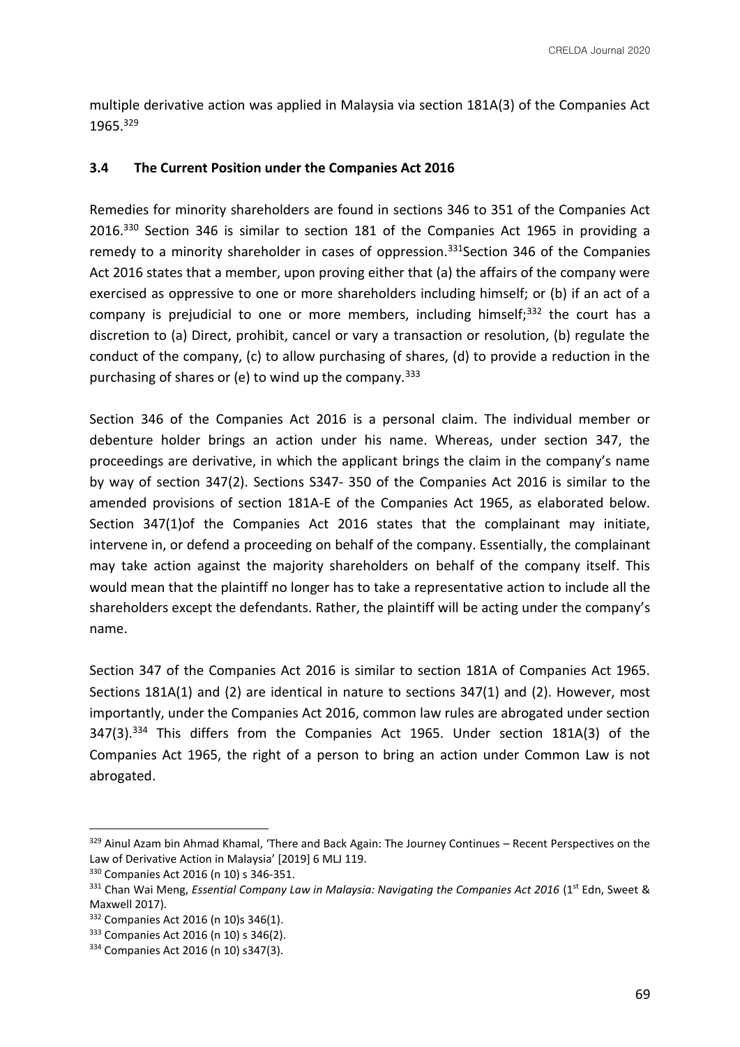multiple derivative action was applied in Malaysia via section 181A(3) of the Companies Act 1965.[329]

### 3.4 The Current Position under the Companies Act 2016

Remedies for minority shareholders are found in sections 346 to 351 of the Companies Act 2016.[330] Section 346 is similar to section 181 of the Companies Act 1965 in providing a remedy to a minority shareholder in cases of oppression.[331]Section 346 of the Companies Act 2016 states that a member, upon proving either that (a) the affairs of the company were exercised as oppressive to one or more shareholders including himself; or (b) if an act of a company is prejudicial to one or more members, including himself;[332] the court has a discretion to (a) Direct, prohibit, cancel or vary a transaction or resolution, (b) regulate the conduct of the company, (c) to allow purchasing of shares, (d) to provide a reduction in the purchasing of shares or (e) to wind up the company.[333]

Section 346 of the Companies Act 2016 is a personal claim. The individual member or debenture holder brings an action under his name. Whereas, under section 347, the proceedings are derivative, in which the applicant brings the claim in the company's name by way of section 347(2). Sections S347- 350 of the Companies Act 2016 is similar to the amended provisions of section 181A-E of the Companies Act 1965, as elaborated below. Section 347(1)of the Companies Act 2016 states that the complainant may initiate, intervene in, or defend a proceeding on behalf of the company. Essentially, the complainant may take action against the majority shareholders on behalf of the company itself. This would mean that the plaintiff no longer has to take a representative action to include all the shareholders except the defendants. Rather, the plaintiff will be acting under the company's name.

Section 347 of the Companies Act 2016 is similar to section 181A of Companies Act 1965. Sections 181A(1) and (2) are identical in nature to sections 347(1) and (2). However, most importantly, under the Companies Act 2016, common law rules are abrogated under section 347(3).[334] This differs from the Companies Act 1965. Under section 181A(3) of the Companies Act 1965, the right of a person to bring an action under Common Law is not abrogated.

---

[329] Ainul Azam bin Ahmad Khamal, 'There and Back Again: The Journey Continues – Recent Perspectives on the Law of Derivative Action in Malaysia' [2019] 6 MLJ 119.

[330] Companies Act 2016 (n 10) s 346-351.

[331] Chan Wai Meng, *Essential Company Law in Malaysia: Navigating the Companies Act 2016* (1st Edn, Sweet & Maxwell 2017).

[332] Companies Act 2016 (n 10)s 346(1).

[333] Companies Act 2016 (n 10) s 346(2).

[334] Companies Act 2016 (n 10) s347(3).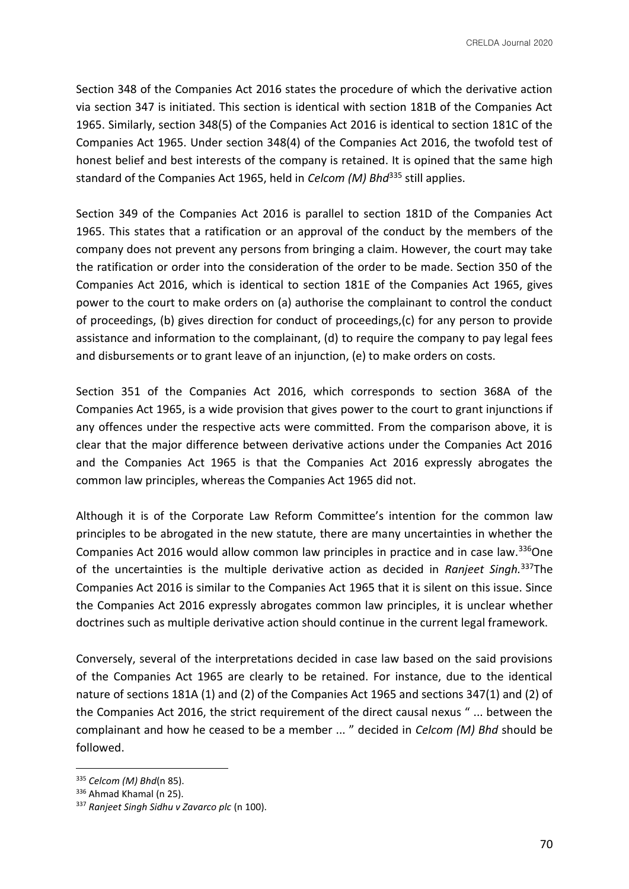Section 348 of the Companies Act 2016 states the procedure of which the derivative action via section 347 is initiated. This section is identical with section 181B of the Companies Act 1965. Similarly, section 348(5) of the Companies Act 2016 is identical to section 181C of the Companies Act 1965. Under section 348(4) of the Companies Act 2016, the twofold test of honest belief and best interests of the company is retained. It is opined that the same high standard of the Companies Act 1965, held in *Celcom (M) Bhd*[335] still applies.

Section 349 of the Companies Act 2016 is parallel to section 181D of the Companies Act 1965. This states that a ratification or an approval of the conduct by the members of the company does not prevent any persons from bringing a claim. However, the court may take the ratification or order into the consideration of the order to be made. Section 350 of the Companies Act 2016, which is identical to section 181E of the Companies Act 1965, gives power to the court to make orders on (a) authorise the complainant to control the conduct of proceedings, (b) gives direction for conduct of proceedings,(c) for any person to provide assistance and information to the complainant, (d) to require the company to pay legal fees and disbursements or to grant leave of an injunction, (e) to make orders on costs.

Section 351 of the Companies Act 2016, which corresponds to section 368A of the Companies Act 1965, is a wide provision that gives power to the court to grant injunctions if any offences under the respective acts were committed. From the comparison above, it is clear that the major difference between derivative actions under the Companies Act 2016 and the Companies Act 1965 is that the Companies Act 2016 expressly abrogates the common law principles, whereas the Companies Act 1965 did not.

Although it is of the Corporate Law Reform Committee's intention for the common law principles to be abrogated in the new statute, there are many uncertainties in whether the Companies Act 2016 would allow common law principles in practice and in case law.[336]One of the uncertainties is the multiple derivative action as decided in *Ranjeet Singh.*[337]The Companies Act 2016 is similar to the Companies Act 1965 that it is silent on this issue. Since the Companies Act 2016 expressly abrogates common law principles, it is unclear whether doctrines such as multiple derivative action should continue in the current legal framework.

Conversely, several of the interpretations decided in case law based on the said provisions of the Companies Act 1965 are clearly to be retained. For instance, due to the identical nature of sections 181A (1) and (2) of the Companies Act 1965 and sections 347(1) and (2) of the Companies Act 2016, the strict requirement of the direct causal nexus " ... between the complainant and how he ceased to be a member ... " decided in *Celcom (M) Bhd* should be followed.

---

[335] *Celcom (M) Bhd*(n 85).

[336] Ahmad Khamal (n 25).

[337] *Ranjeet Singh Sidhu v Zavarco plc* (n 100).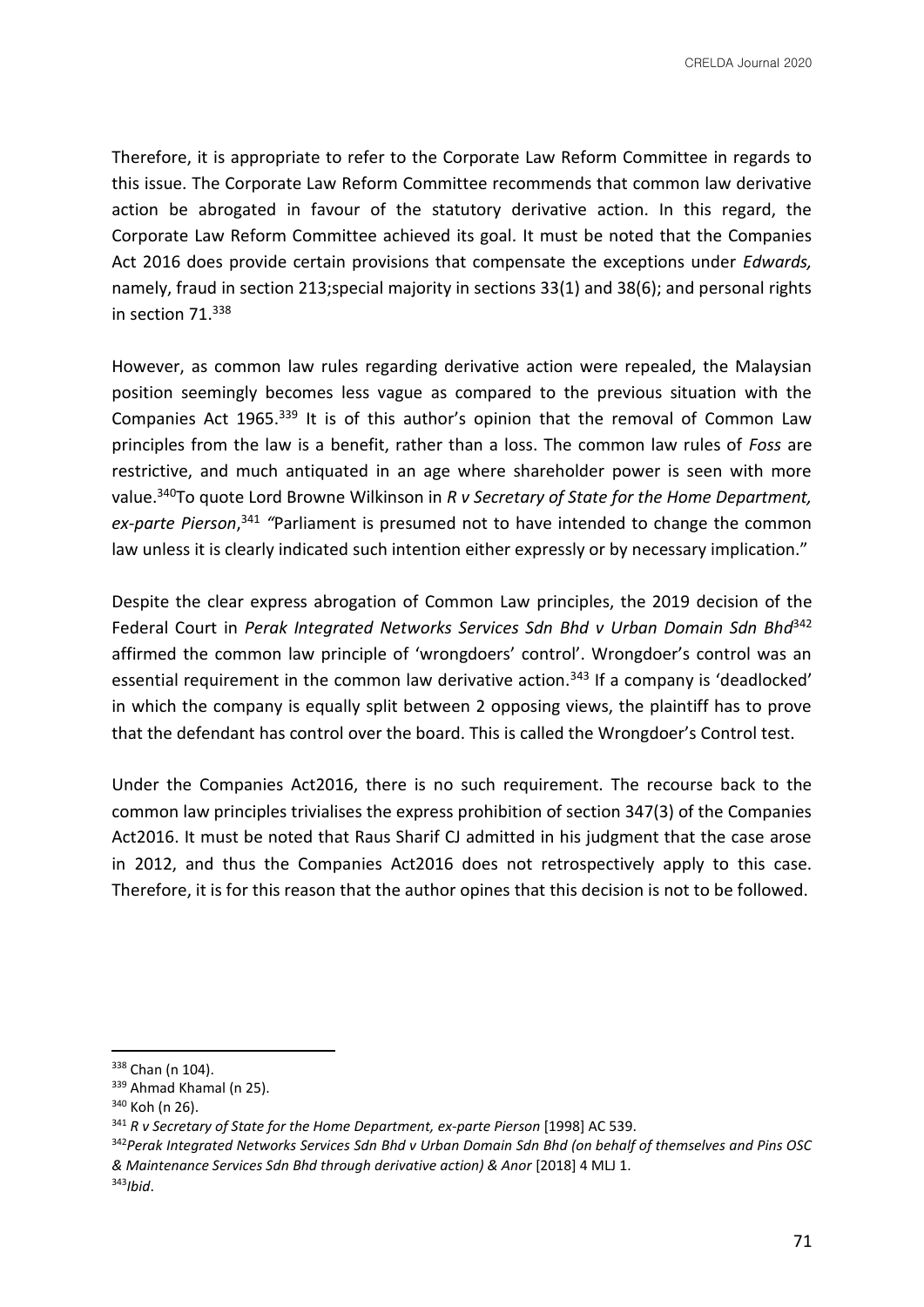Therefore, it is appropriate to refer to the Corporate Law Reform Committee in regards to this issue. The Corporate Law Reform Committee recommends that common law derivative action be abrogated in favour of the statutory derivative action. In this regard, the Corporate Law Reform Committee achieved its goal. It must be noted that the Companies Act 2016 does provide certain provisions that compensate the exceptions under *Edwards,* namely, fraud in section 213;special majority in sections 33(1) and 38(6); and personal rights in section 71.[338]

However, as common law rules regarding derivative action were repealed, the Malaysian position seemingly becomes less vague as compared to the previous situation with the Companies Act 1965.[339] It is of this author's opinion that the removal of Common Law principles from the law is a benefit, rather than a loss. The common law rules of *Foss* are restrictive, and much antiquated in an age where shareholder power is seen with more value.[340]To quote Lord Browne Wilkinson in *R v Secretary of State for the Home Department, ex-parte Pierson*,[341] "Parliament is presumed not to have intended to change the common law unless it is clearly indicated such intention either expressly or by necessary implication."

Despite the clear express abrogation of Common Law principles, the 2019 decision of the Federal Court in *Perak Integrated Networks Services Sdn Bhd v Urban Domain Sdn Bhd*[342] affirmed the common law principle of 'wrongdoers' control'. Wrongdoer's control was an essential requirement in the common law derivative action.[343] If a company is 'deadlocked' in which the company is equally split between 2 opposing views, the plaintiff has to prove that the defendant has control over the board. This is called the Wrongdoer's Control test.

Under the Companies Act2016, there is no such requirement. The recourse back to the common law principles trivialises the express prohibition of section 347(3) of the Companies Act2016. It must be noted that Raus Sharif CJ admitted in his judgment that the case arose in 2012, and thus the Companies Act2016 does not retrospectively apply to this case. Therefore, it is for this reason that the author opines that this decision is not to be followed.

---

[338] Chan (n 104).

[339] Ahmad Khamal (n 25).

[340] Koh (n 26).

[341] *R v Secretary of State for the Home Department, ex-parte Pierson* [1998] AC 539.

[342]*Perak Integrated Networks Services Sdn Bhd v Urban Domain Sdn Bhd (on behalf of themselves and Pins OSC & Maintenance Services Sdn Bhd through derivative action) & Anor* [2018] 4 MLJ 1.

[343]*Ibid*.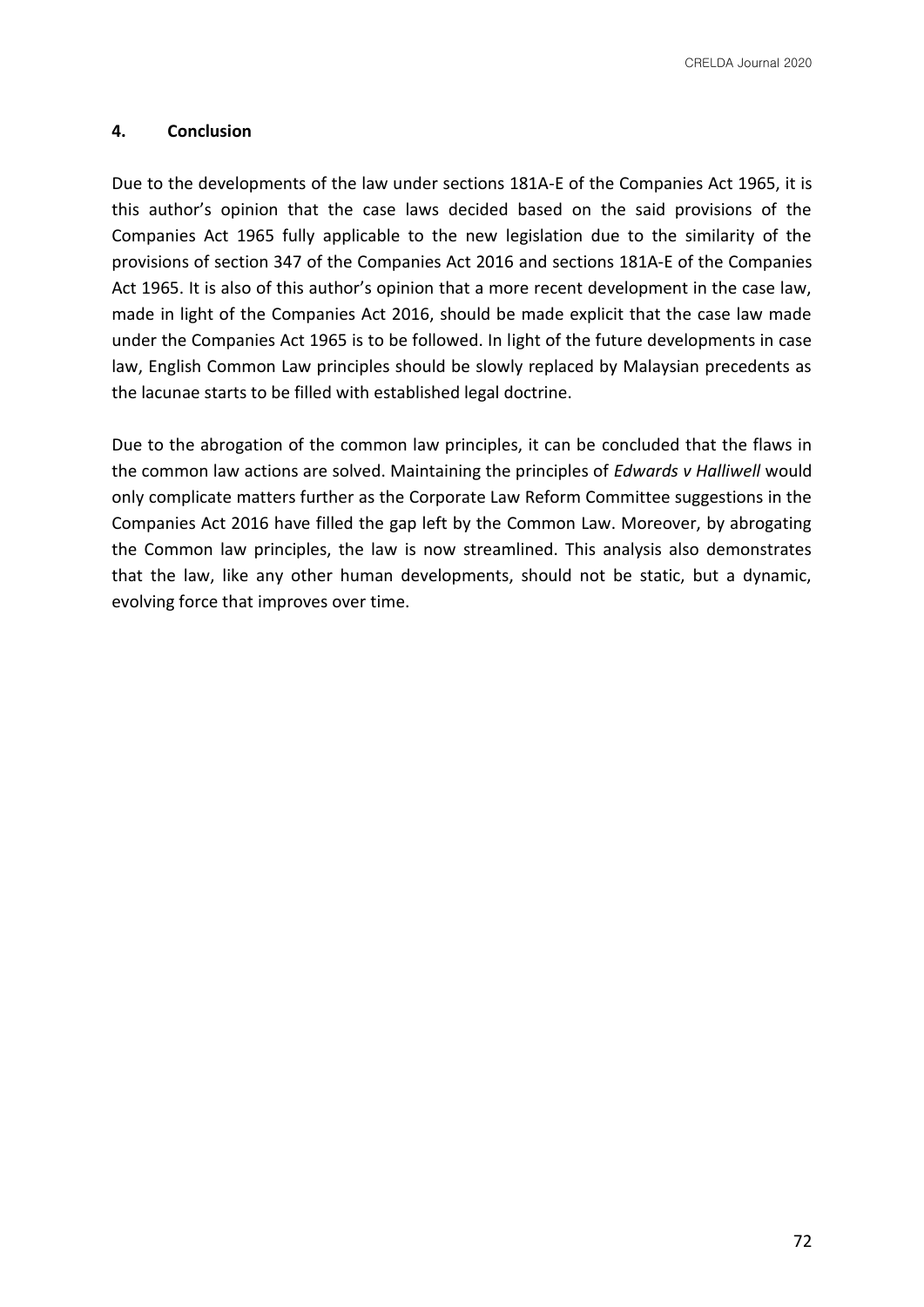## 4. Conclusion

Due to the developments of the law under sections 181A-E of the Companies Act 1965, it is this author's opinion that the case laws decided based on the said provisions of the Companies Act 1965 fully applicable to the new legislation due to the similarity of the provisions of section 347 of the Companies Act 2016 and sections 181A-E of the Companies Act 1965. It is also of this author's opinion that a more recent development in the case law, made in light of the Companies Act 2016, should be made explicit that the case law made under the Companies Act 1965 is to be followed. In light of the future developments in case law, English Common Law principles should be slowly replaced by Malaysian precedents as the lacunae starts to be filled with established legal doctrine.

Due to the abrogation of the common law principles, it can be concluded that the flaws in the common law actions are solved. Maintaining the principles of *Edwards v Halliwell* would only complicate matters further as the Corporate Law Reform Committee suggestions in the Companies Act 2016 have filled the gap left by the Common Law. Moreover, by abrogating the Common law principles, the law is now streamlined. This analysis also demonstrates that the law, like any other human developments, should not be static, but a dynamic, evolving force that improves over time.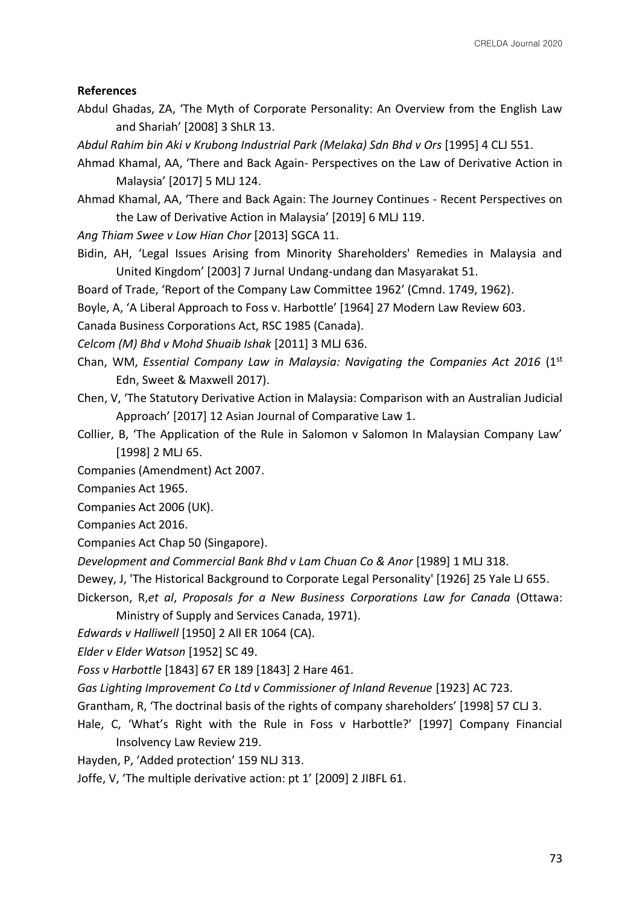**References**

Abdul Ghadas, ZA, 'The Myth of Corporate Personality: An Overview from the English Law and Shariah' [2008] 3 ShLR 13.

*Abdul Rahim bin Aki v Krubong Industrial Park (Melaka) Sdn Bhd v Ors* [1995] 4 CLJ 551.

Ahmad Khamal, AA, 'There and Back Again- Perspectives on the Law of Derivative Action in Malaysia' [2017] 5 MLJ 124.

Ahmad Khamal, AA, 'There and Back Again: The Journey Continues - Recent Perspectives on the Law of Derivative Action in Malaysia' [2019] 6 MLJ 119.

*Ang Thiam Swee v Low Hian Chor* [2013] SGCA 11.

Bidin, AH, 'Legal Issues Arising from Minority Shareholders' Remedies in Malaysia and United Kingdom' [2003] 7 Jurnal Undang-undang dan Masyarakat 51.

Board of Trade, 'Report of the Company Law Committee 1962' (Cmnd. 1749, 1962).

Boyle, A, 'A Liberal Approach to Foss v. Harbottle' [1964] 27 Modern Law Review 603.

Canada Business Corporations Act, RSC 1985 (Canada).

*Celcom (M) Bhd v Mohd Shuaib Ishak* [2011] 3 MLJ 636.

Chan, WM, *Essential Company Law in Malaysia: Navigating the Companies Act 2016* (1st Edn, Sweet & Maxwell 2017).

Chen, V, 'The Statutory Derivative Action in Malaysia: Comparison with an Australian Judicial Approach' [2017] 12 Asian Journal of Comparative Law 1.

Collier, B, 'The Application of the Rule in Salomon v Salomon In Malaysian Company Law' [1998] 2 MLJ 65.

Companies (Amendment) Act 2007.

Companies Act 1965.

Companies Act 2006 (UK).

Companies Act 2016.

Companies Act Chap 50 (Singapore).

*Development and Commercial Bank Bhd v Lam Chuan Co & Anor* [1989] 1 MLJ 318.

Dewey, J, 'The Historical Background to Corporate Legal Personality' [1926] 25 Yale LJ 655.

Dickerson, R,*et al*, *Proposals for a New Business Corporations Law for Canada* (Ottawa: Ministry of Supply and Services Canada, 1971).

*Edwards v Halliwell* [1950] 2 All ER 1064 (CA).

*Elder v Elder Watson* [1952] SC 49.

*Foss v Harbottle* [1843] 67 ER 189 [1843] 2 Hare 461.

*Gas Lighting Improvement Co Ltd v Commissioner of Inland Revenue* [1923] AC 723.

Grantham, R, 'The doctrinal basis of the rights of company shareholders' [1998] 57 CLJ 3.

Hale, C, 'What's Right with the Rule in Foss v Harbottle?' [1997] Company Financial Insolvency Law Review 219.

Hayden, P, 'Added protection' 159 NLJ 313.

Joffe, V, 'The multiple derivative action: pt 1' [2009] 2 JIBFL 61.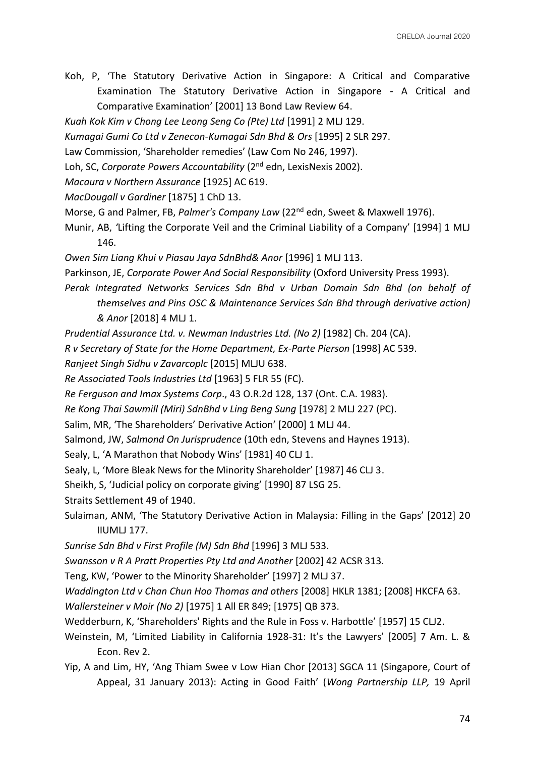Koh, P, 'The Statutory Derivative Action in Singapore: A Critical and Comparative Examination The Statutory Derivative Action in Singapore - A Critical and Comparative Examination' [2001] 13 Bond Law Review 64.

*Kuah Kok Kim v Chong Lee Leong Seng Co (Pte) Ltd* [1991] 2 MLJ 129.

*Kumagai Gumi Co Ltd v Zenecon-Kumagai Sdn Bhd & Ors* [1995] 2 SLR 297.

Law Commission, 'Shareholder remedies' (Law Com No 246, 1997).

Loh, SC, *Corporate Powers Accountability* (2nd edn, LexisNexis 2002).

*Macaura v Northern Assurance* [1925] AC 619.

*MacDougall v Gardiner* [1875] 1 ChD 13.

Morse, G and Palmer, FB, *Palmer's Company Law* (22nd edn, Sweet & Maxwell 1976).

Munir, AB, 'Lifting the Corporate Veil and the Criminal Liability of a Company' [1994] 1 MLJ 146.

*Owen Sim Liang Khui v Piasau Jaya SdnBhd& Anor* [1996] 1 MLJ 113.

Parkinson, JE, *Corporate Power And Social Responsibility* (Oxford University Press 1993).

*Perak Integrated Networks Services Sdn Bhd v Urban Domain Sdn Bhd (on behalf of themselves and Pins OSC & Maintenance Services Sdn Bhd through derivative action) & Anor* [2018] 4 MLJ 1.

*Prudential Assurance Ltd. v. Newman Industries Ltd. (No 2)* [1982] Ch. 204 (CA).

*R v Secretary of State for the Home Department, Ex-Parte Pierson* [1998] AC 539.

*Ranjeet Singh Sidhu v Zavarcoplc* [2015] MLJU 638.

*Re Associated Tools Industries Ltd* [1963] 5 FLR 55 (FC).

*Re Ferguson and Imax Systems Corp*., 43 O.R.2d 128, 137 (Ont. C.A. 1983).

*Re Kong Thai Sawmill (Miri) SdnBhd v Ling Beng Sung* [1978] 2 MLJ 227 (PC).

Salim, MR, 'The Shareholders' Derivative Action' [2000] 1 MLJ 44.

Salmond, JW, *Salmond On Jurisprudence* (10th edn, Stevens and Haynes 1913).

Sealy, L, 'A Marathon that Nobody Wins' [1981] 40 CLJ 1.

Sealy, L, 'More Bleak News for the Minority Shareholder' [1987] 46 CLJ 3.

Sheikh, S, 'Judicial policy on corporate giving' [1990] 87 LSG 25.

Straits Settlement 49 of 1940.

Sulaiman, ANM, 'The Statutory Derivative Action in Malaysia: Filling in the Gaps' [2012] 20 IIUMLJ 177.

*Sunrise Sdn Bhd v First Profile (M) Sdn Bhd* [1996] 3 MLJ 533.

*Swansson v R A Pratt Properties Pty Ltd and Another* [2002] 42 ACSR 313.

Teng, KW, 'Power to the Minority Shareholder' [1997] 2 MLJ 37.

*Waddington Ltd v Chan Chun Hoo Thomas and others* [2008] HKLR 1381; [2008] HKCFA 63.

*Wallersteiner v Moir (No 2)* [1975] 1 All ER 849; [1975] QB 373.

Wedderburn, K, 'Shareholders' Rights and the Rule in Foss v. Harbottle' [1957] 15 CLJ2.

Weinstein, M, 'Limited Liability in California 1928-31: It's the Lawyers' [2005] 7 Am. L. & Econ. Rev 2.

Yip, A and Lim, HY, 'Ang Thiam Swee v Low Hian Chor [2013] SGCA 11 (Singapore, Court of Appeal, 31 January 2013): Acting in Good Faith' (*Wong Partnership LLP,* 19 April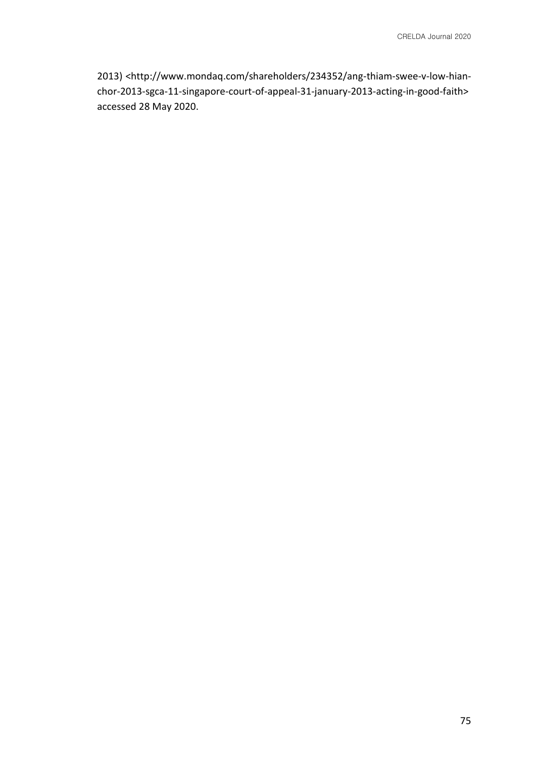2013) <http://www.mondaq.com/shareholders/234352/ang-thiam-swee-v-low-hian-chor-2013-sgca-11-singapore-court-of-appeal-31-january-2013-acting-in-good-faith> accessed 28 May 2020.